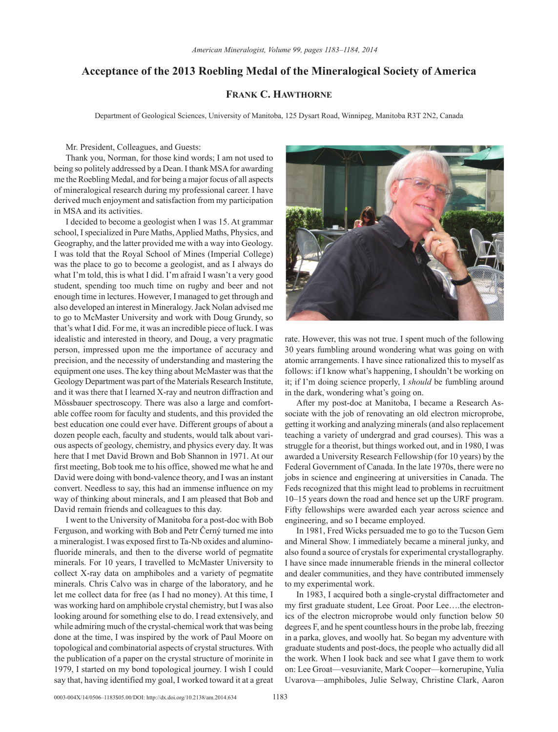# Acceptance of the 2013 Roebling Medal of the Mineralogical Society of America

## Frank C. Hawthorne

Department of Geological Sciences, University of Manitoba, 125 Dysart Road, Winnipeg, Manitoba R3T 2N2, Canada

Mr. President, Colleagues, and Guests:

Thank you, Norman, for those kind words; I am not used to being so politely addressed by a Dean. I thank MSA for awarding me the Roebling Medal, and for being a major focus of all aspects of mineralogical research during my professional career. I have derived much enjoyment and satisfaction from my participation in MSA and its activities.

I decided to become a geologist when I was 15. At grammar school, I specialized in Pure Maths, Applied Maths, Physics, and Geography, and the latter provided me with a way into Geology. I was told that the Royal School of Mines (Imperial College) was the place to go to become a geologist, and as I always do what I'm told, this is what I did. I'm afraid I wasn't a very good student, spending too much time on rugby and beer and not enough time in lectures. However, I managed to get through and also developed an interest in Mineralogy. Jack Nolan advised me to go to McMaster University and work with Doug Grundy, so that's what I did. For me, it was an incredible piece of luck. I was idealistic and interested in theory, and Doug, a very pragmatic person, impressed upon me the importance of accuracy and precision, and the necessity of understanding and mastering the equipment one uses. The key thing about McMaster was that the Geology Department was part of the Materials Research Institute, and it was there that I learned X-ray and neutron diffraction and Mössbauer spectroscopy. There was also a large and comfortable coffee room for faculty and students, and this provided the best education one could ever have. Different groups of about a dozen people each, faculty and students, would talk about various aspects of geology, chemistry, and physics every day. It was here that I met David Brown and Bob Shannon in 1971. At our first meeting, Bob took me to his office, showed me what he and David were doing with bond-valence theory, and I was an instant convert. Needless to say, this had an immense influence on my way of thinking about minerals, and I am pleased that Bob and David remain friends and colleagues to this day.

I went to the University of Manitoba for a post-doc with Bob Ferguson, and working with Bob and Petr Černý turned me into a mineralogist. I was exposed first to Ta-Nb oxides and aluminofluoride minerals, and then to the diverse world of pegmatite minerals. For 10 years, I travelled to McMaster University to collect X-ray data on amphiboles and a variety of pegmatite minerals. Chris Calvo was in charge of the laboratory, and he let me collect data for free (as I had no money). At this time, I was working hard on amphibole crystal chemistry, but I was also looking around for something else to do. I read extensively, and while admiring much of the crystal-chemical work that was being done at the time, I was inspired by the work of Paul Moore on topological and combinatorial aspects of crystal structures. With the publication of a paper on the crystal structure of morinite in 1979, I started on my bond topological journey. I wish I could say that, having identified my goal, I worked toward it at a great rate. However, this was not true. I spent much of the following 30 years fumbling around wondering what was going on with atomic arrangements. I have since rationalized this to myself as follows: if I know what's happening, I shouldn't be working on it; if I'm doing science properly, I *should* be fumbling around in the dark, wondering what's going on.

After my post-doc at Manitoba, I became a Research Associate with the job of renovating an old electron microprobe, getting it working and analyzing minerals (and also replacement teaching a variety of undergrad and grad courses). This was a struggle for a theorist, but things worked out, and in 1980, I was awarded a University Research Fellowship (for 10 years) by the Federal Government of Canada. In the late 1970s, there were no jobs in science and engineering at universities in Canada. The Feds recognized that this might lead to problems in recruitment 10–15 years down the road and hence set up the URF program. Fifty fellowships were awarded each year across science and engineering, and so I became employed.

In 1981, Fred Wicks persuaded me to go to the Tucson Gem and Mineral Show. I immediately became a mineral junky, and also found a source of crystals for experimental crystallography. I have since made innumerable friends in the mineral collector and dealer communities, and they have contributed immensely to my experimental work.

In 1983, I acquired both a single-crystal diffractometer and my first graduate student, Lee Groat. Poor Lee….the electronics of the electron microprobe would only function below 50 degrees F, and he spent countless hours in the probe lab, freezing in a parka, gloves, and woolly hat. So began my adventure with graduate students and post-docs, the people who actually did all the work. When I look back and see what I gave them to work on: Lee Groat—vesuvianite, Mark Cooper—kornerupine, Yulia Uvarova—amphiboles, Julie Selway, Christine Clark, Aaron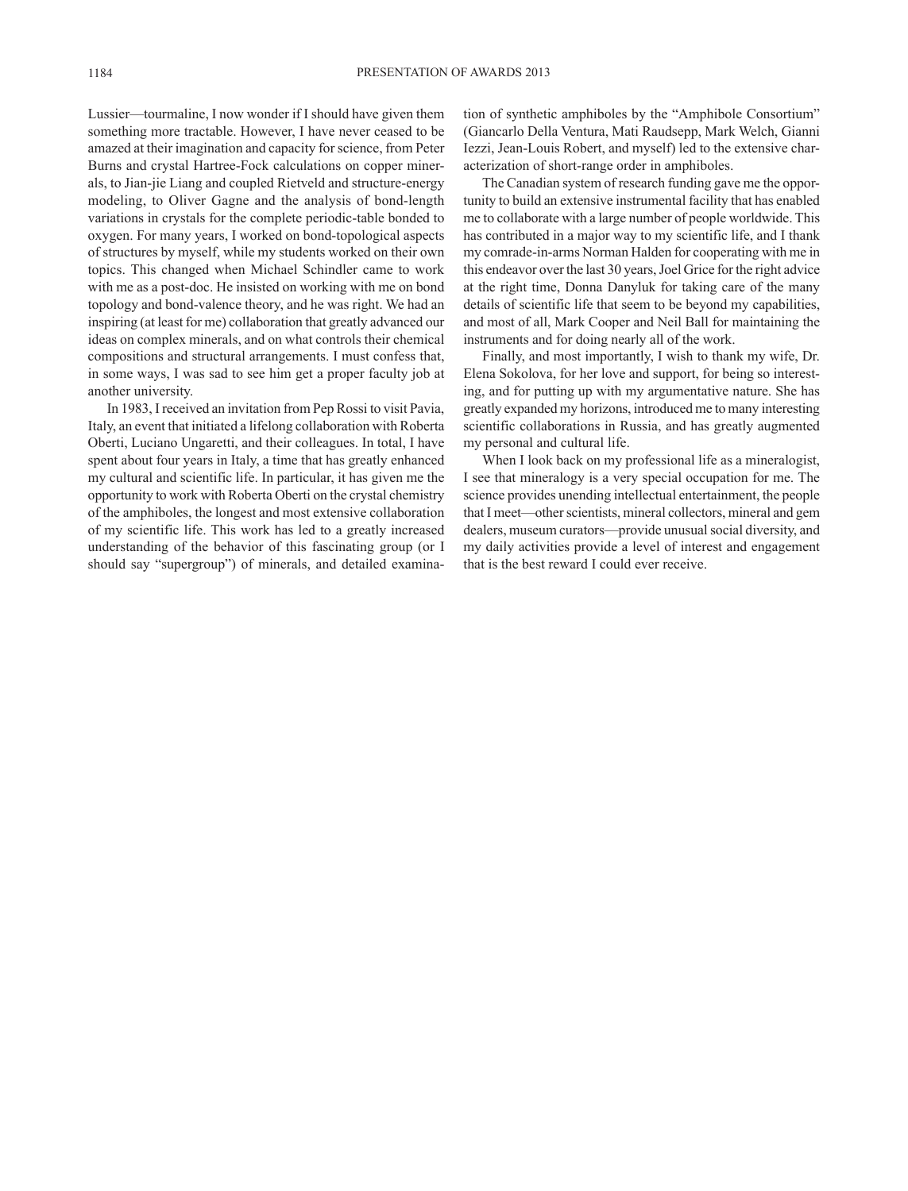Lussier—tourmaline, I now wonder if I should have given them something more tractable. However, I have never ceased to be amazed at their imagination and capacity for science, from Peter Burns and crystal Hartree-Fock calculations on copper minerals, to Jian-jie Liang and coupled Rietveld and structure-energy modeling, to Oliver Gagne and the analysis of bond-length variations in crystals for the complete periodic-table bonded to oxygen. For many years, I worked on bond-topological aspects of structures by myself, while my students worked on their own topics. This changed when Michael Schindler came to work with me as a post-doc. He insisted on working with me on bond topology and bond-valence theory, and he was right. We had an inspiring (at least for me) collaboration that greatly advanced our ideas on complex minerals, and on what controls their chemical compositions and structural arrangements. I must confess that, in some ways, I was sad to see him get a proper faculty job at another university.

In 1983, I received an invitation from Pep Rossi to visit Pavia, Italy, an event that initiated a lifelong collaboration with Roberta Oberti, Luciano Ungaretti, and their colleagues. In total, I have spent about four years in Italy, a time that has greatly enhanced my cultural and scientific life. In particular, it has given me the opportunity to work with Roberta Oberti on the crystal chemistry of the amphiboles, the longest and most extensive collaboration of my scientific life. This work has led to a greatly increased understanding of the behavior of this fascinating group (or I should say "supergroup") of minerals, and detailed examination of synthetic amphiboles by the "Amphibole Consortium" (Giancarlo Della Ventura, Mati Raudsepp, Mark Welch, Gianni Iezzi, Jean-Louis Robert, and myself) led to the extensive characterization of short-range order in amphiboles.

The Canadian system of research funding gave me the opportunity to build an extensive instrumental facility that has enabled me to collaborate with a large number of people worldwide. This has contributed in a major way to my scientific life, and I thank my comrade-in-arms Norman Halden for cooperating with me in this endeavor over the last 30 years, Joel Grice for the right advice at the right time, Donna Danyluk for taking care of the many details of scientific life that seem to be beyond my capabilities, and most of all, Mark Cooper and Neil Ball for maintaining the instruments and for doing nearly all of the work.

Finally, and most importantly, I wish to thank my wife, Dr. Elena Sokolova, for her love and support, for being so interesting, and for putting up with my argumentative nature. She has greatly expanded my horizons, introduced me to many interesting scientific collaborations in Russia, and has greatly augmented my personal and cultural life.

When I look back on my professional life as a mineralogist, I see that mineralogy is a very special occupation for me. The science provides unending intellectual entertainment, the people that I meet—other scientists, mineral collectors, mineral and gem dealers, museum curators—provide unusual social diversity, and my daily activities provide a level of interest and engagement that is the best reward I could ever receive.